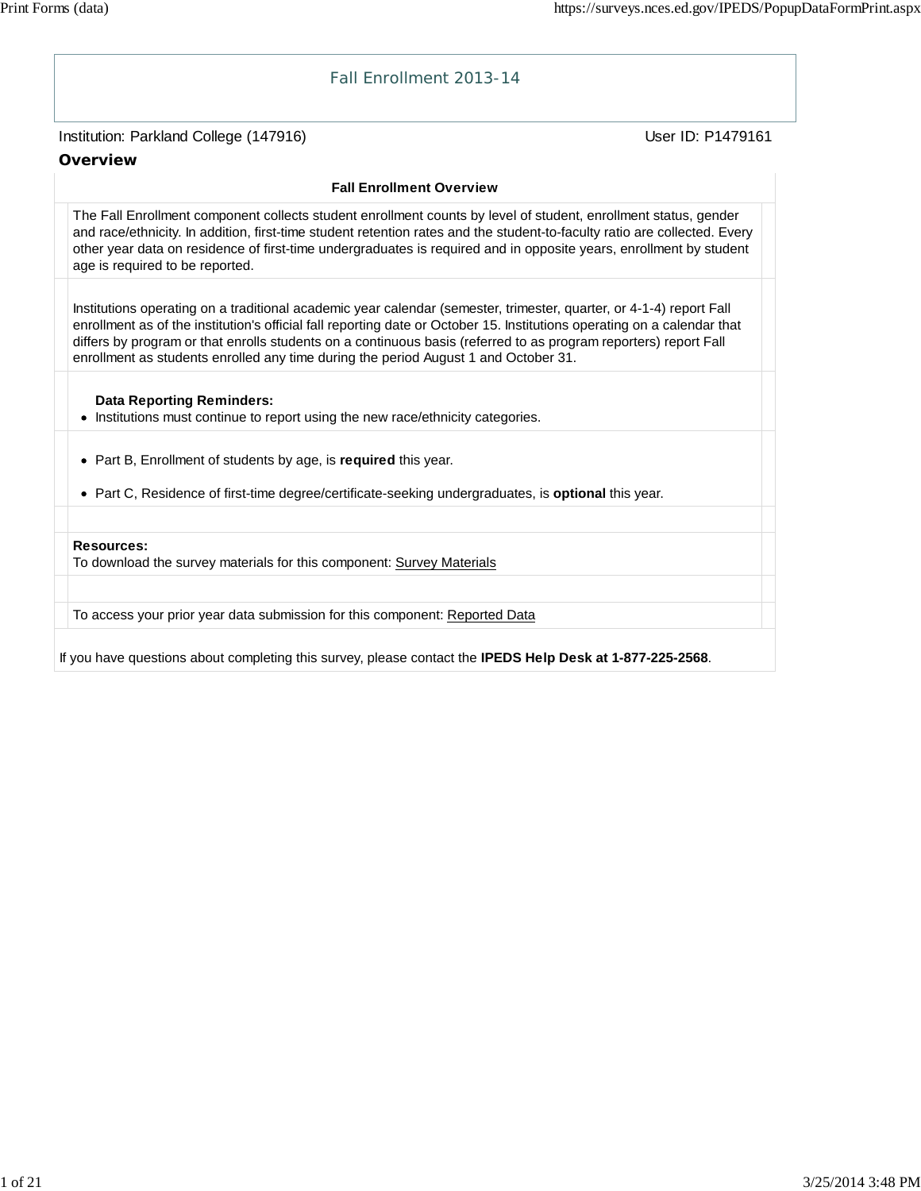# Fall Enrollment 2013-14

Institution: Parkland College (147916) User ID: P1479161

## Overview

**Fall Enrollment Overview**

The Fall Enrollment component collects student enrollment counts by level of student, enrollment status, gender and race/ethnicity. In addition, first-time student retention rates and the student-to-faculty ratio are collected. Every other year data on residence of first-time undergraduates is required and in opposite years, enrollment by student age is required to be reported.

Institutions operating on a traditional academic year calendar (semester, trimester, quarter, or 4-1-4) report Fall enrollment as of the institution's official fall reporting date or October 15. Institutions operating on a calendar that differs by program or that enrolls students on a continuous basis (referred to as program reporters) report Fall enrollment as students enrolled any time during the period August 1 and October 31.

**Data Reporting Reminders:**

- Institutions must continue to report using the new race/ethnicity categories.
- Part B, Enrollment of students by age, is **required** this year.
- Part C, Residence of first-time degree/certificate-seeking undergraduates, is **optional** this year.

**Resources:**
To download the survey materials for this component: Survey Materials

To access your prior year data submission for this component: Reported Data

If you have questions about completing this survey, please contact the **IPEDS Help Desk at 1-877-225-2568**.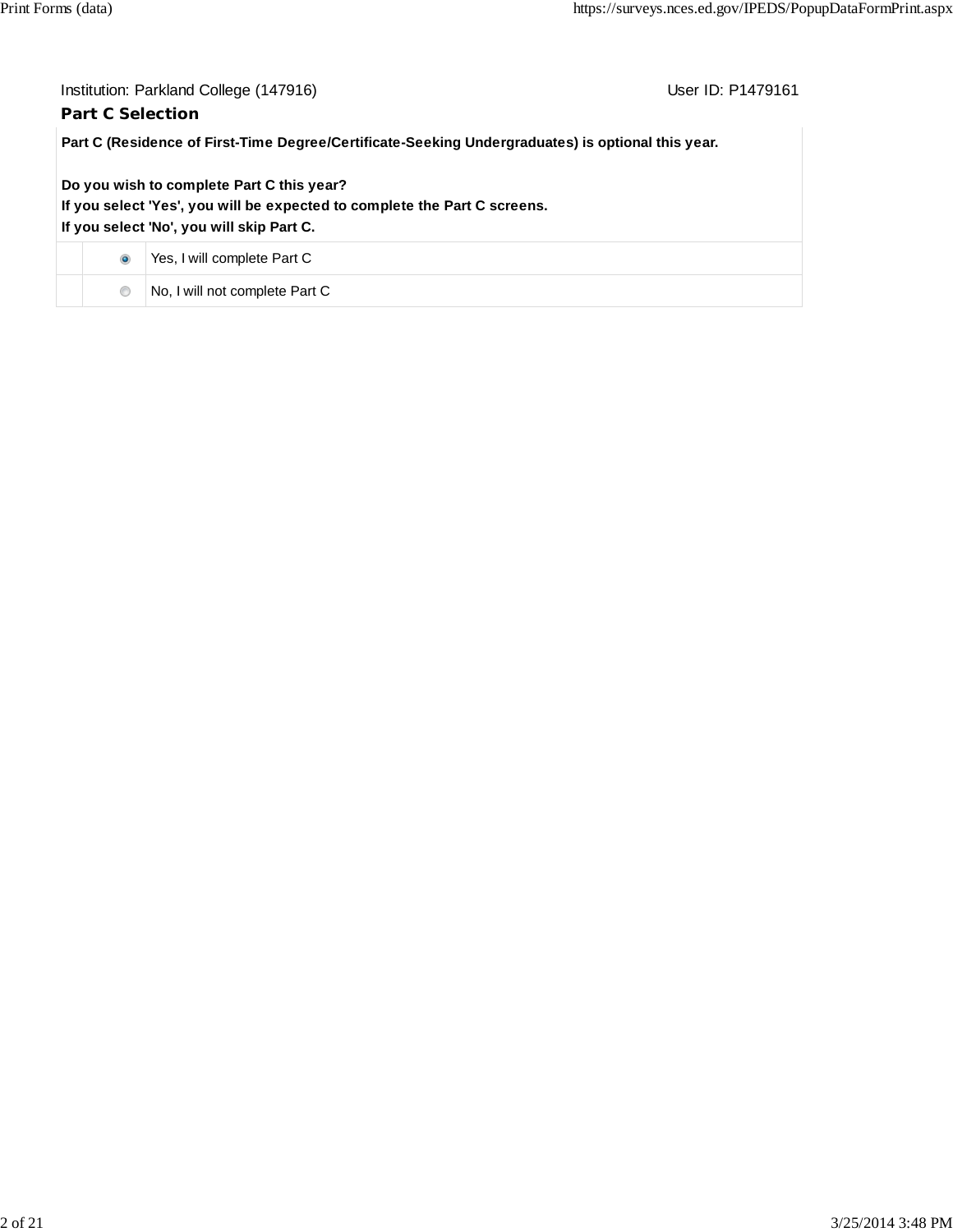Institution: Parkland College (147916)    User ID: P1479161

## Part C Selection

**Part C (Residence of First-Time Degree/Certificate-Seeking Undergraduates) is optional this year.**

**Do you wish to complete Part C this year?**
**If you select 'Yes', you will be expected to complete the Part C screens.**
**If you select 'No', you will skip Part C.**

| | | |
|---|---|---|
| | ◉ | Yes, I will complete Part C |
| | ○ | No, I will not complete Part C |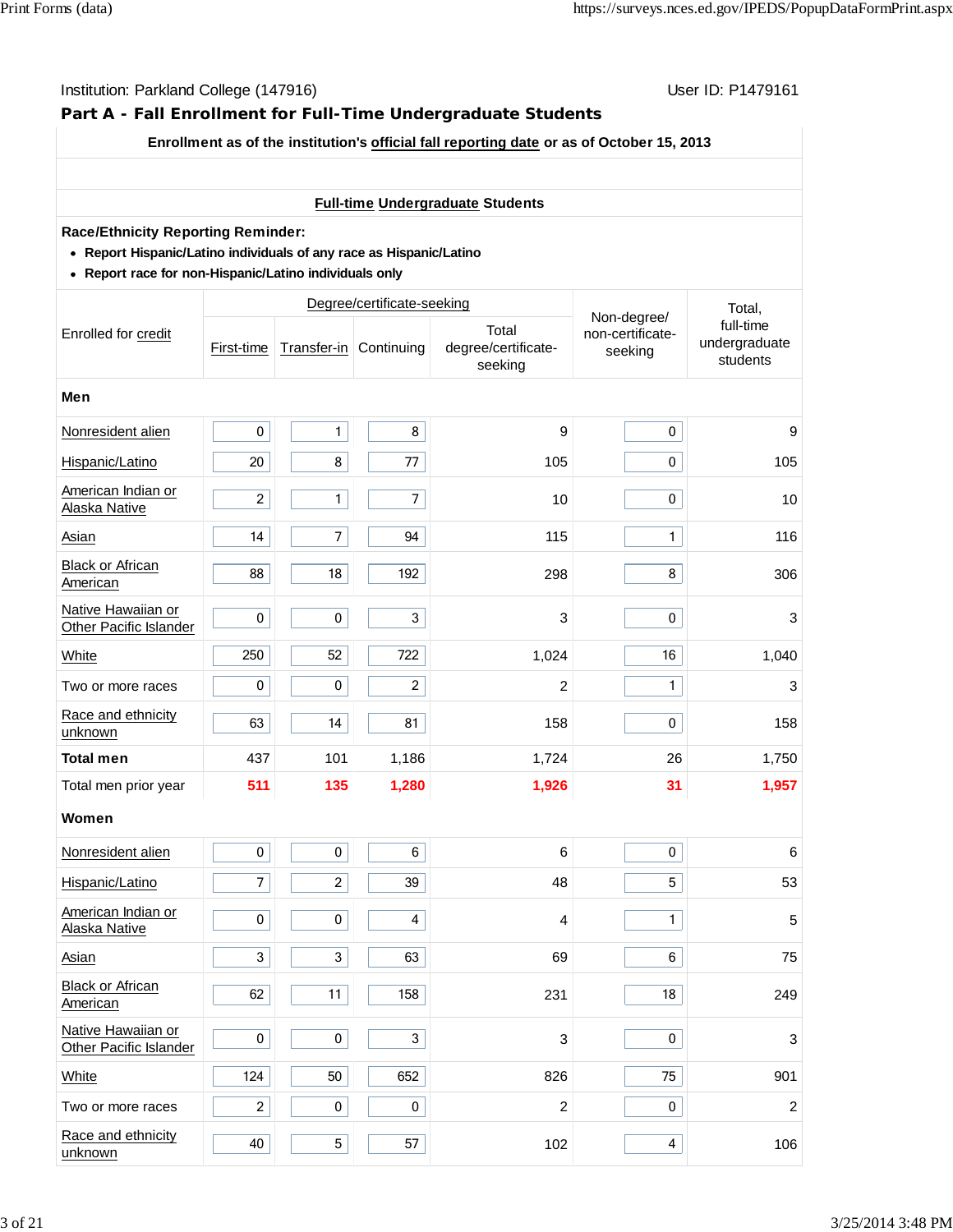Institution: Parkland College (147916)

User ID: P1479161

## Part A - Fall Enrollment for Full-Time Undergraduate Students

**Enrollment as of the institution's official fall reporting date or as of October 15, 2013**

**Full-time Undergraduate Students**

**Race/Ethnicity Reporting Reminder:**

- **Report Hispanic/Latino individuals of any race as Hispanic/Latino**
- **Report race for non-Hispanic/Latino individuals only**

| Enrolled for credit | Degree/certificate-seeking | | | | Non-degree/ non-certificate-seeking | Total, full-time undergraduate students |
|---|---|---|---|---|---|---|
| | First-time | Transfer-in | Continuing | Total degree/certificate-seeking | | |
| **Men** | | | | | | |
| Nonresident alien | 0 | 1 | 8 | 9 | 0 | 9 |
| Hispanic/Latino | 20 | 8 | 77 | 105 | 0 | 105 |
| American Indian or Alaska Native | 2 | 1 | 7 | 10 | 0 | 10 |
| Asian | 14 | 7 | 94 | 115 | 1 | 116 |
| Black or African American | 88 | 18 | 192 | 298 | 8 | 306 |
| Native Hawaiian or Other Pacific Islander | 0 | 0 | 3 | 3 | 0 | 3 |
| White | 250 | 52 | 722 | 1,024 | 16 | 1,040 |
| Two or more races | 0 | 0 | 2 | 2 | 1 | 3 |
| Race and ethnicity unknown | 63 | 14 | 81 | 158 | 0 | 158 |
| **Total men** | 437 | 101 | 1,186 | 1,724 | 26 | 1,750 |
| Total men prior year | 511 | 135 | 1,280 | 1,926 | 31 | 1,957 |
| **Women** | | | | | | |
| Nonresident alien | 0 | 0 | 6 | 6 | 0 | 6 |
| Hispanic/Latino | 7 | 2 | 39 | 48 | 5 | 53 |
| American Indian or Alaska Native | 0 | 0 | 4 | 4 | 1 | 5 |
| Asian | 3 | 3 | 63 | 69 | 6 | 75 |
| Black or African American | 62 | 11 | 158 | 231 | 18 | 249 |
| Native Hawaiian or Other Pacific Islander | 0 | 0 | 3 | 3 | 0 | 3 |
| White | 124 | 50 | 652 | 826 | 75 | 901 |
| Two or more races | 2 | 0 | 0 | 2 | 0 | 2 |
| Race and ethnicity unknown | 40 | 5 | 57 | 102 | 4 | 106 |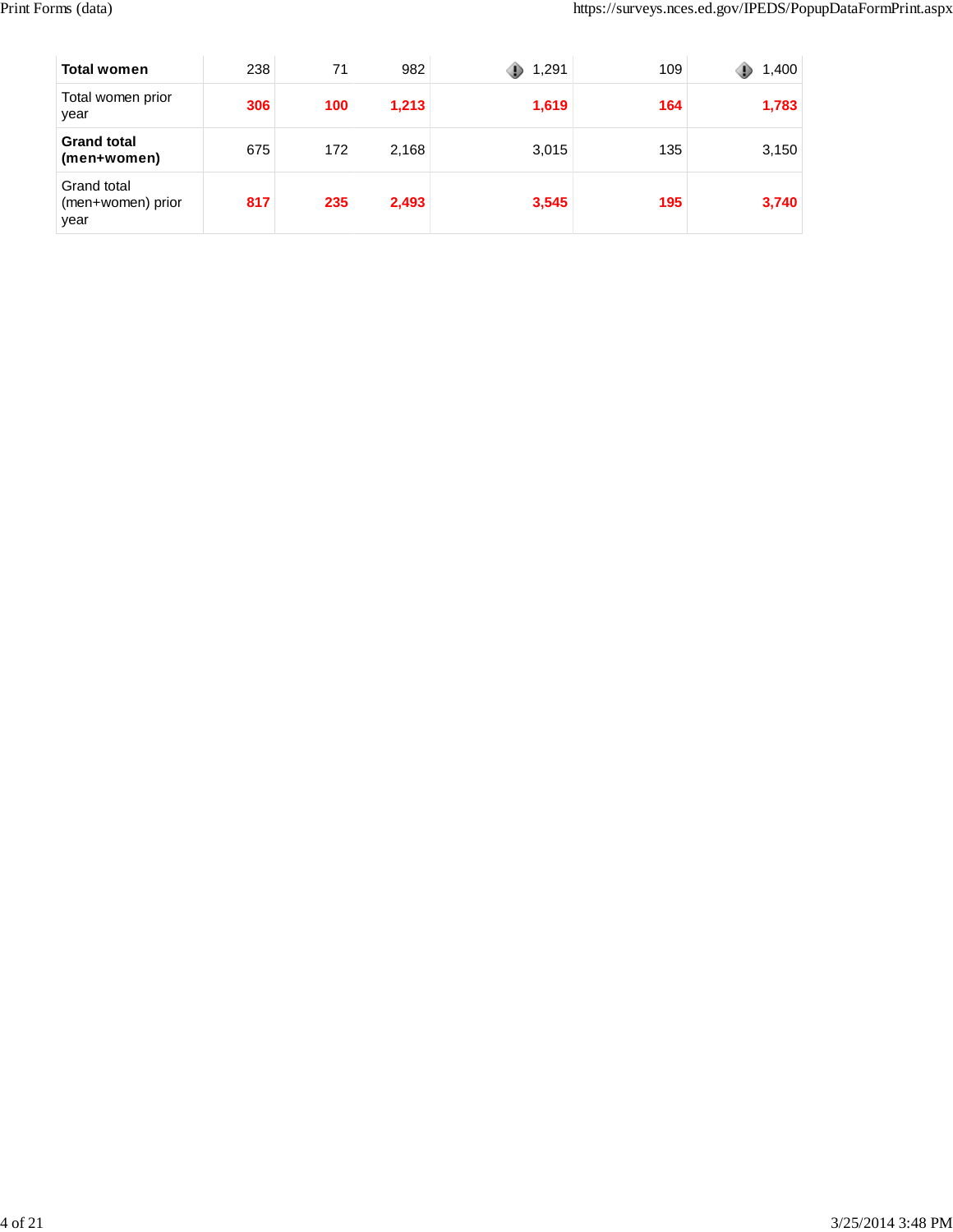| | | | | | | |
|---|---|---|---|---|---|---|
| **Total women** | 238 | 71 | 982 | 1,291 | 109 | 1,400 |
| Total women prior year | **306** | **100** | **1,213** | **1,619** | **164** | **1,783** |
| **Grand total (men+women)** | 675 | 172 | 2,168 | 3,015 | 135 | 3,150 |
| Grand total (men+women) prior year | **817** | **235** | **2,493** | **3,545** | **195** | **3,740** |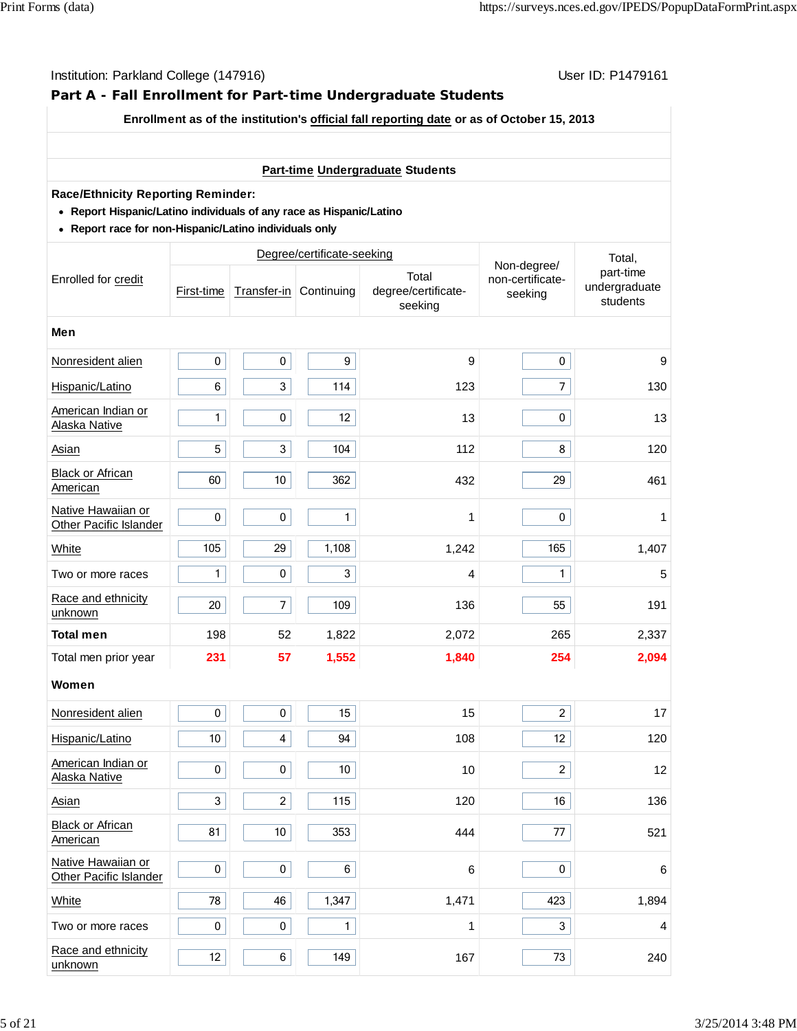Institution: Parkland College (147916)

User ID: P1479161

## Part A - Fall Enrollment for Part-time Undergraduate Students

**Enrollment as of the institution's official fall reporting date or as of October 15, 2013**

**Part-time Undergraduate Students**

**Race/Ethnicity Reporting Reminder:**

- **Report Hispanic/Latino individuals of any race as Hispanic/Latino**
- **Report race for non-Hispanic/Latino individuals only**

| Enrolled for credit | Degree/certificate-seeking | | | | Non-degree/ non-certificate-seeking | Total, part-time undergraduate students |
|---|---|---|---|---|---|---|
| | First-time | Transfer-in | Continuing | Total degree/certificate-seeking | | |
| **Men** | | | | | | |
| Nonresident alien | 0 | 0 | 9 | 9 | 0 | 9 |
| Hispanic/Latino | 6 | 3 | 114 | 123 | 7 | 130 |
| American Indian or Alaska Native | 1 | 0 | 12 | 13 | 0 | 13 |
| Asian | 5 | 3 | 104 | 112 | 8 | 120 |
| Black or African American | 60 | 10 | 362 | 432 | 29 | 461 |
| Native Hawaiian or Other Pacific Islander | 0 | 0 | 1 | 1 | 0 | 1 |
| White | 105 | 29 | 1,108 | 1,242 | 165 | 1,407 |
| Two or more races | 1 | 0 | 3 | 4 | 1 | 5 |
| Race and ethnicity unknown | 20 | 7 | 109 | 136 | 55 | 191 |
| **Total men** | 198 | 52 | 1,822 | 2,072 | 265 | 2,337 |
| Total men prior year | 231 | 57 | 1,552 | 1,840 | 254 | 2,094 |
| **Women** | | | | | | |
| Nonresident alien | 0 | 0 | 15 | 15 | 2 | 17 |
| Hispanic/Latino | 10 | 4 | 94 | 108 | 12 | 120 |
| American Indian or Alaska Native | 0 | 0 | 10 | 10 | 2 | 12 |
| Asian | 3 | 2 | 115 | 120 | 16 | 136 |
| Black or African American | 81 | 10 | 353 | 444 | 77 | 521 |
| Native Hawaiian or Other Pacific Islander | 0 | 0 | 6 | 6 | 0 | 6 |
| White | 78 | 46 | 1,347 | 1,471 | 423 | 1,894 |
| Two or more races | 0 | 0 | 1 | 1 | 3 | 4 |
| Race and ethnicity unknown | 12 | 6 | 149 | 167 | 73 | 240 |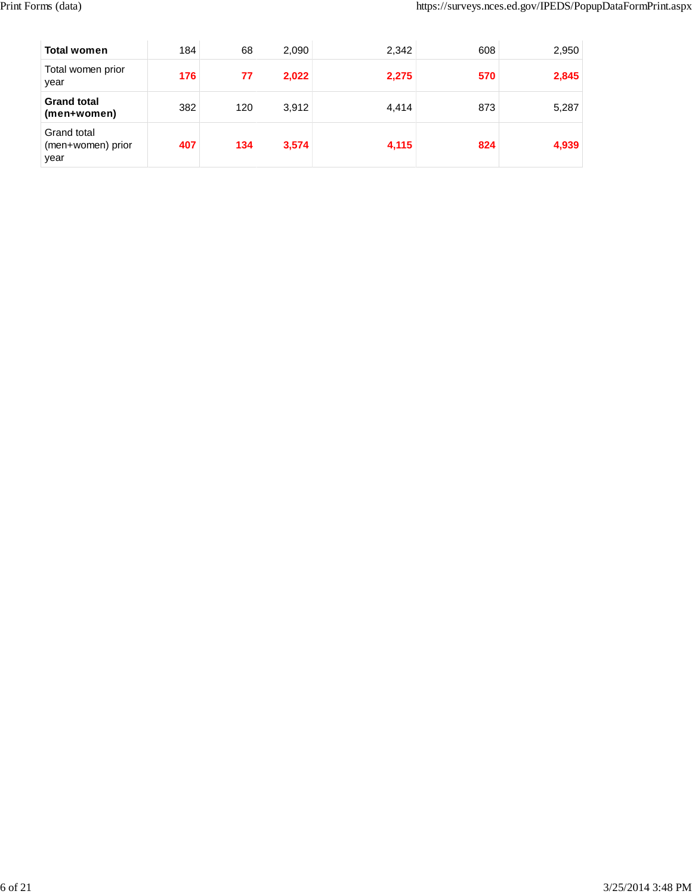| | | | | | | |
|---|---|---|---|---|---|---|
| **Total women** | 184 | 68 | 2,090 | 2,342 | 608 | 2,950 |
| Total women prior year | **176** | **77** | **2,022** | **2,275** | **570** | **2,845** |
| **Grand total (men+women)** | 382 | 120 | 3,912 | 4,414 | 873 | 5,287 |
| Grand total (men+women) prior year | **407** | **134** | **3,574** | **4,115** | **824** | **4,939** |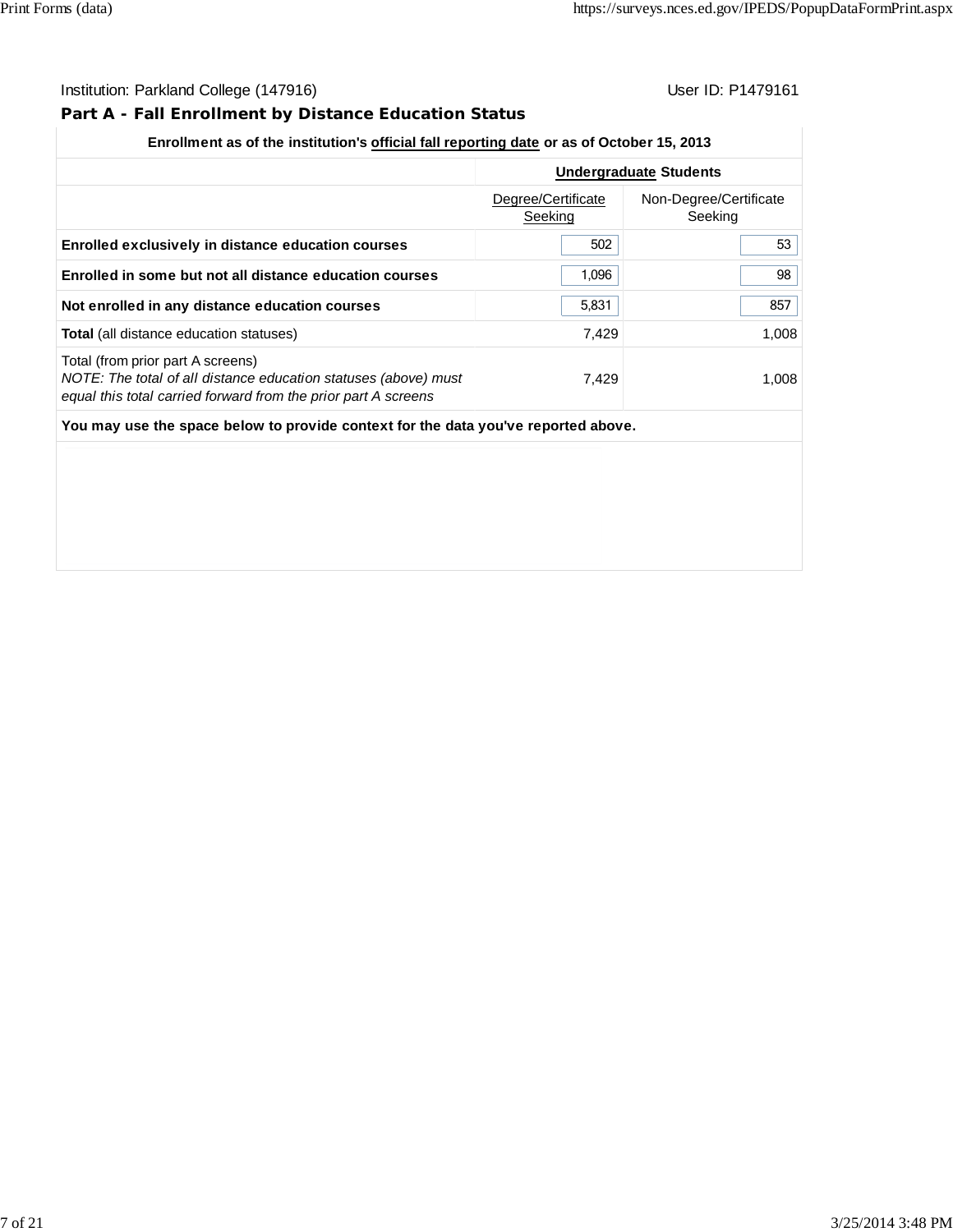Institution: Parkland College (147916) User ID: P1479161

## Part A - Fall Enrollment by Distance Education Status

| Enrollment as of the institution's official fall reporting date or as of October 15, 2013 | | |
|---|---|---|
| | **Undergraduate Students** | |
| | Degree/Certificate Seeking | Non-Degree/Certificate Seeking |
| **Enrolled exclusively in distance education courses** | 502 | 53 |
| **Enrolled in some but not all distance education courses** | 1,096 | 98 |
| **Not enrolled in any distance education courses** | 5,831 | 857 |
| **Total** (all distance education statuses) | 7,429 | 1,008 |
| Total (from prior part A screens) *NOTE: The total of all distance education statuses (above) must equal this total carried forward from the prior part A screens* | 7,429 | 1,008 |

**You may use the space below to provide context for the data you've reported above.**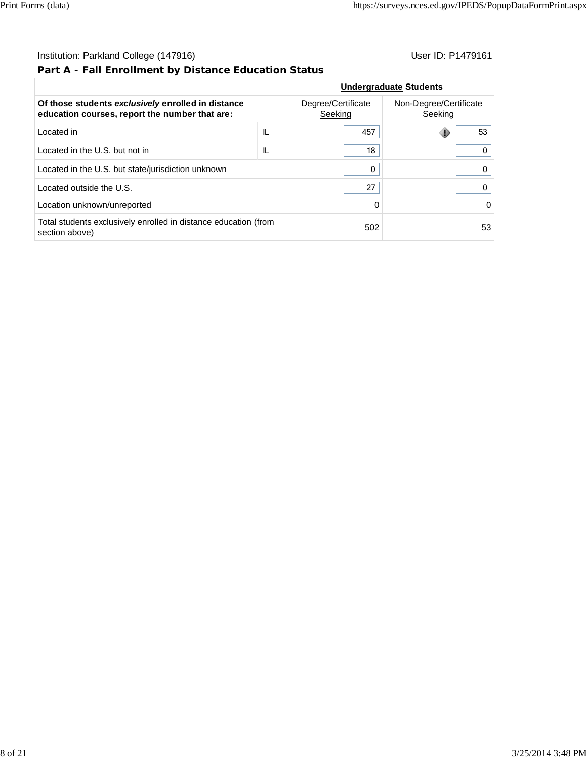Institution: Parkland College (147916) User ID: P1479161

## Part A - Fall Enrollment by Distance Education Status

| | | Undergraduate Students | |
|---|---|---|---|
| **Of those students *exclusively* enrolled in distance education courses, report the number that are:** | | Degree/Certificate Seeking | Non-Degree/Certificate Seeking |
| Located in | IL | 457 | 53 |
| Located in the U.S. but not in | IL | 18 | 0 |
| Located in the U.S. but state/jurisdiction unknown | | 0 | 0 |
| Located outside the U.S. | | 27 | 0 |
| Location unknown/unreported | | 0 | 0 |
| Total students exclusively enrolled in distance education (from section above) | | 502 | 53 |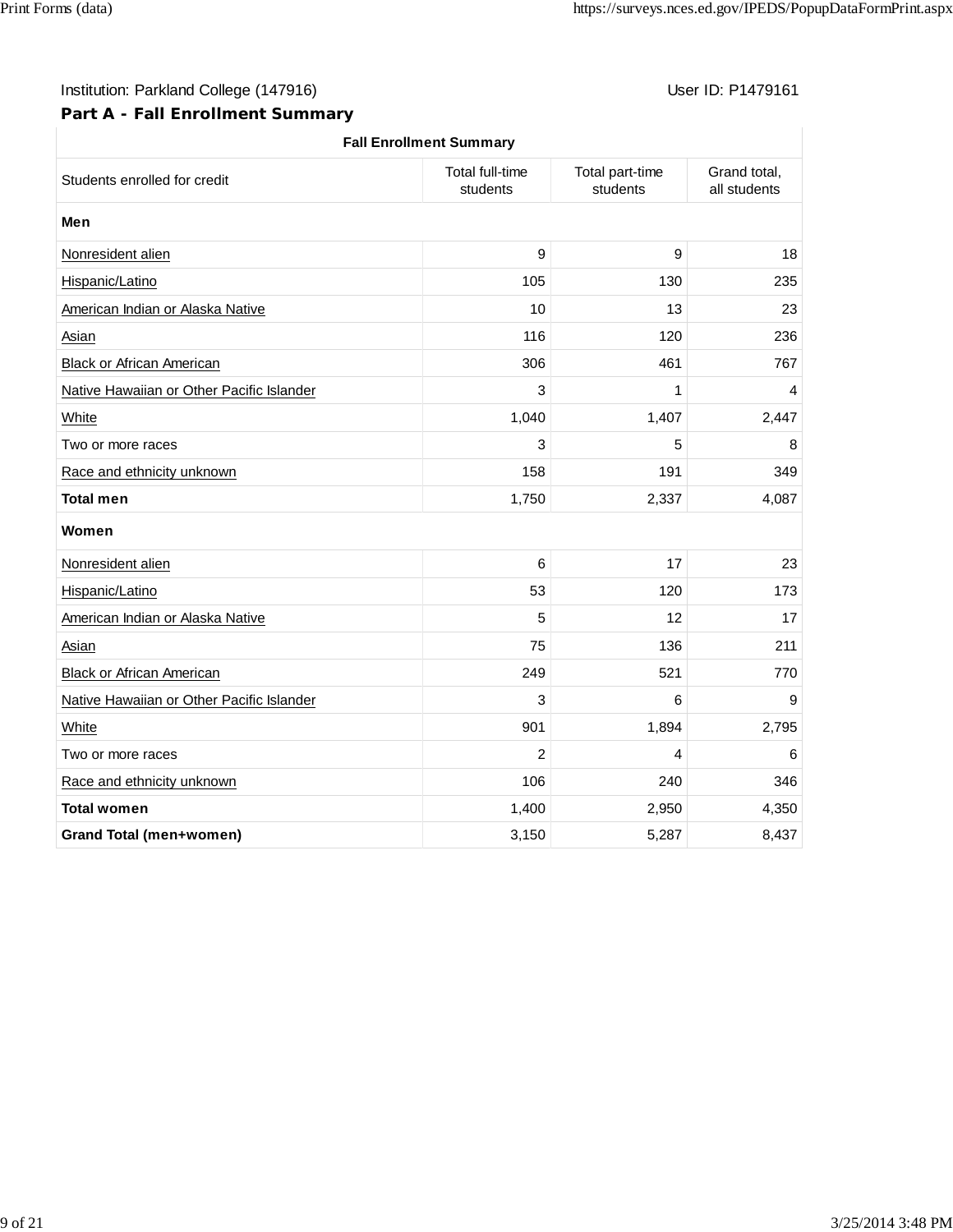Institution: Parkland College (147916)

User ID: P1479161

## Part A - Fall Enrollment Summary

| Fall Enrollment Summary | | | |
|---|---|---|---|
| Students enrolled for credit | Total full-time students | Total part-time students | Grand total, all students |
| **Men** | | | |
| Nonresident alien | 9 | 9 | 18 |
| Hispanic/Latino | 105 | 130 | 235 |
| American Indian or Alaska Native | 10 | 13 | 23 |
| Asian | 116 | 120 | 236 |
| Black or African American | 306 | 461 | 767 |
| Native Hawaiian or Other Pacific Islander | 3 | 1 | 4 |
| White | 1,040 | 1,407 | 2,447 |
| Two or more races | 3 | 5 | 8 |
| Race and ethnicity unknown | 158 | 191 | 349 |
| **Total men** | 1,750 | 2,337 | 4,087 |
| **Women** | | | |
| Nonresident alien | 6 | 17 | 23 |
| Hispanic/Latino | 53 | 120 | 173 |
| American Indian or Alaska Native | 5 | 12 | 17 |
| Asian | 75 | 136 | 211 |
| Black or African American | 249 | 521 | 770 |
| Native Hawaiian or Other Pacific Islander | 3 | 6 | 9 |
| White | 901 | 1,894 | 2,795 |
| Two or more races | 2 | 4 | 6 |
| Race and ethnicity unknown | 106 | 240 | 346 |
| **Total women** | 1,400 | 2,950 | 4,350 |
| **Grand Total (men+women)** | 3,150 | 5,287 | 8,437 |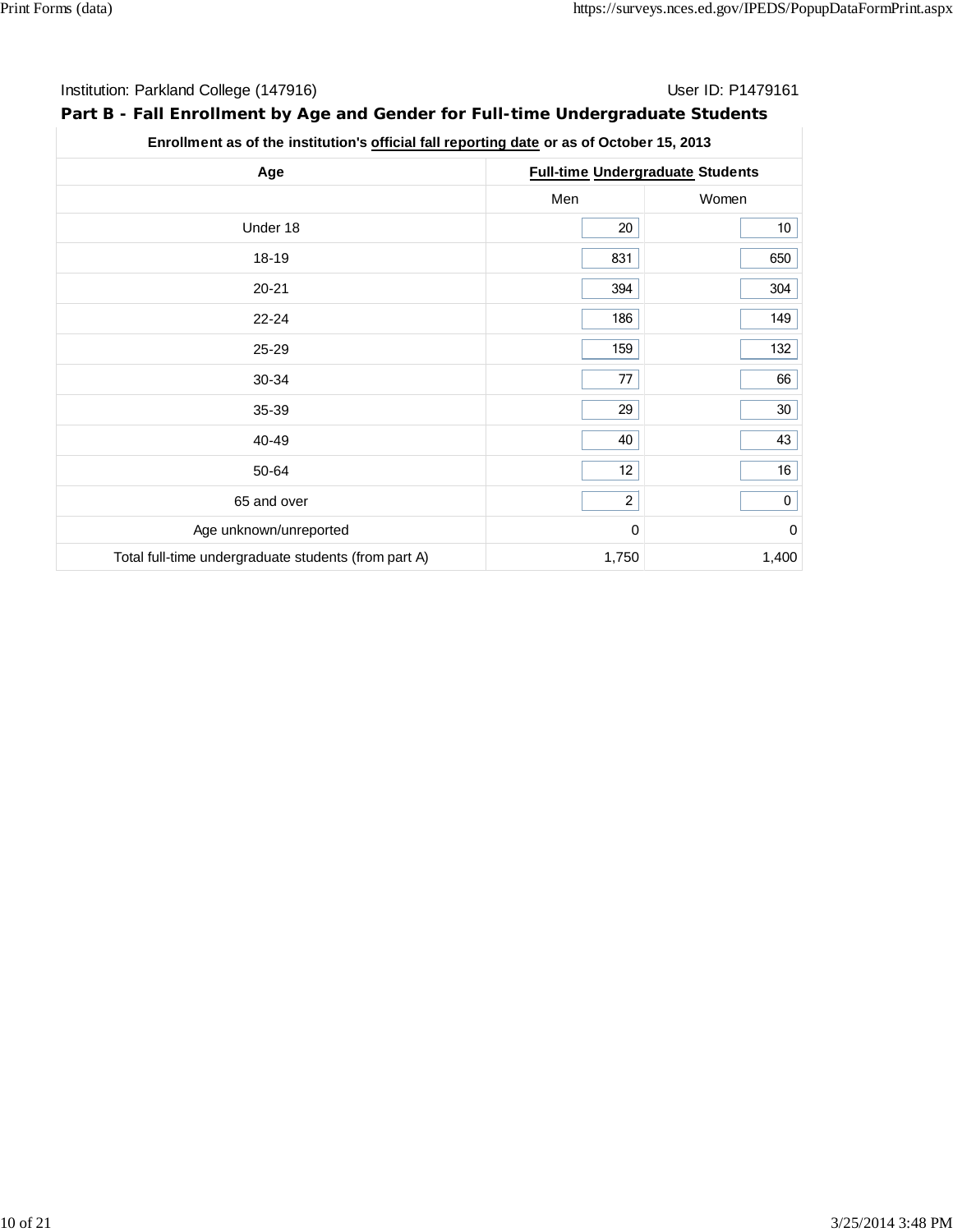Institution: Parkland College (147916) User ID: P1479161

## Part B - Fall Enrollment by Age and Gender for Full-time Undergraduate Students

| Enrollment as of the institution's official fall reporting date or as of October 15, 2013 | | |
|---|---|---|
| Age | Full-time Undergraduate Students | |
| | Men | Women |
| Under 18 | 20 | 10 |
| 18-19 | 831 | 650 |
| 20-21 | 394 | 304 |
| 22-24 | 186 | 149 |
| 25-29 | 159 | 132 |
| 30-34 | 77 | 66 |
| 35-39 | 29 | 30 |
| 40-49 | 40 | 43 |
| 50-64 | 12 | 16 |
| 65 and over | 2 | 0 |
| Age unknown/unreported | 0 | 0 |
| Total full-time undergraduate students (from part A) | 1,750 | 1,400 |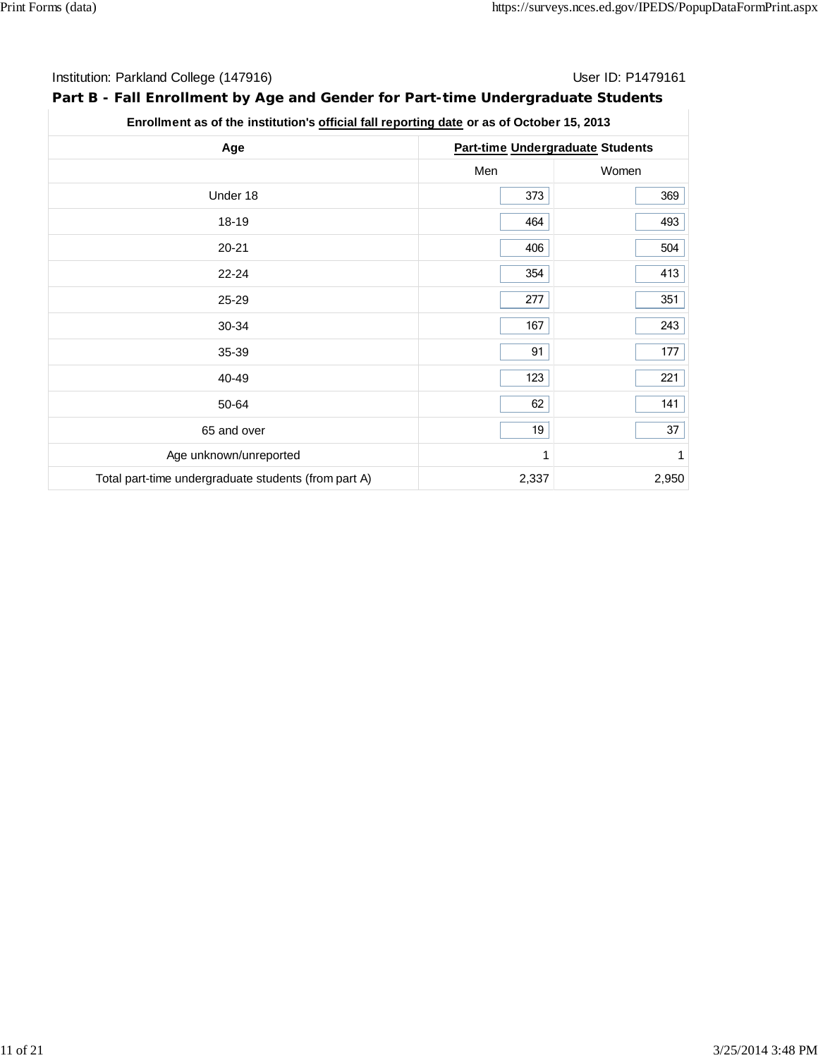Institution: Parkland College (147916) User ID: P1479161

## Part B - Fall Enrollment by Age and Gender for Part-time Undergraduate Students

| Enrollment as of the institution's official fall reporting date or as of October 15, 2013 | | |
|---|---|---|
| **Age** | **Part-time Undergraduate Students** | |
| | Men | Women |
| Under 18 | 373 | 369 |
| 18-19 | 464 | 493 |
| 20-21 | 406 | 504 |
| 22-24 | 354 | 413 |
| 25-29 | 277 | 351 |
| 30-34 | 167 | 243 |
| 35-39 | 91 | 177 |
| 40-49 | 123 | 221 |
| 50-64 | 62 | 141 |
| 65 and over | 19 | 37 |
| Age unknown/unreported | 1 | 1 |
| Total part-time undergraduate students (from part A) | 2,337 | 2,950 |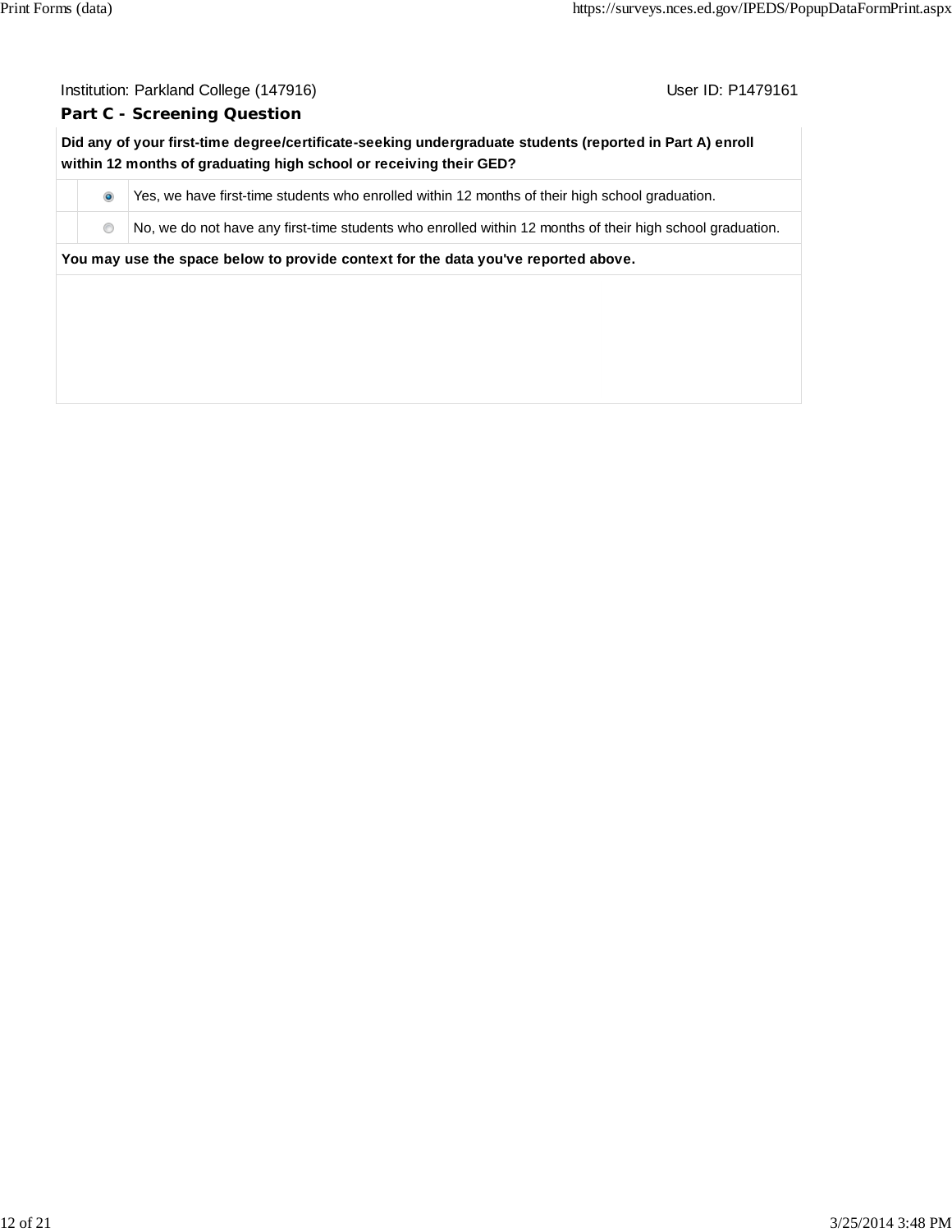Institution: Parkland College (147916) User ID: P1479161

**Part C - Screening Question**

| Did any of your first-time degree/certificate-seeking undergraduate students (reported in Part A) enroll within 12 months of graduating high school or receiving their GED? | | |
|---|---|---|
| | (selected) | Yes, we have first-time students who enrolled within 12 months of their high school graduation. |
| | ( ) | No, we do not have any first-time students who enrolled within 12 months of their high school graduation. |

**You may use the space below to provide context for the data you've reported above.**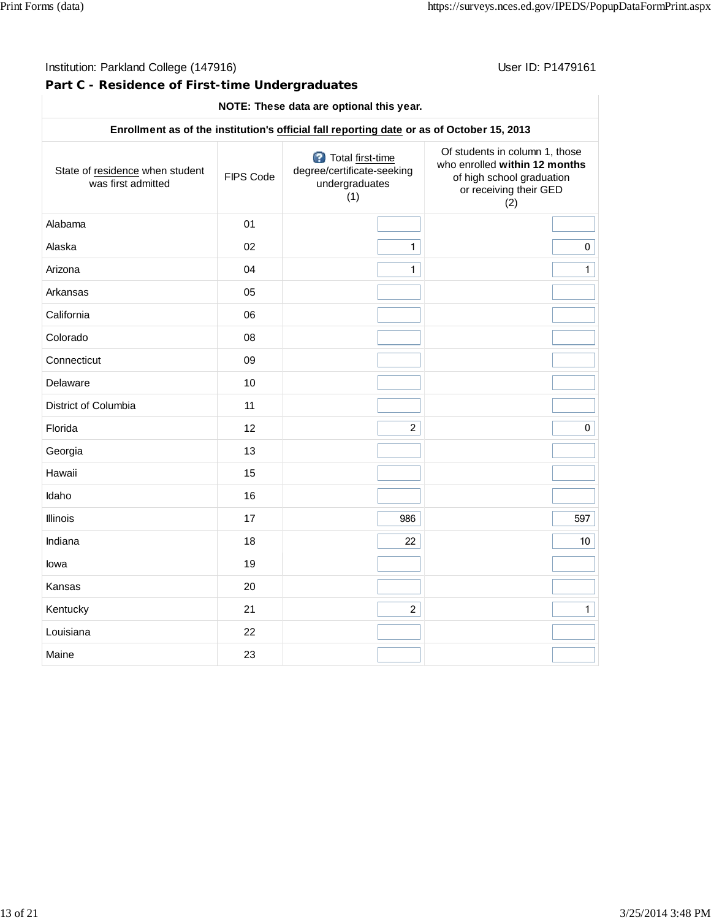Institution: Parkland College (147916) User ID: P1479161

## Part C - Residence of First-time Undergraduates

| NOTE: These data are optional this year. | | | |
|---|---|---|---|
| **Enrollment as of the institution's official fall reporting date or as of October 15, 2013** | | | |
| State of residence when student was first admitted | FIPS Code | Total first-time degree/certificate-seeking undergraduates (1) | Of students in column 1, those who enrolled **within 12 months** of high school graduation or receiving their GED (2) |
| Alabama | 01 | | |
| Alaska | 02 | 1 | 0 |
| Arizona | 04 | 1 | 1 |
| Arkansas | 05 | | |
| California | 06 | | |
| Colorado | 08 | | |
| Connecticut | 09 | | |
| Delaware | 10 | | |
| District of Columbia | 11 | | |
| Florida | 12 | 2 | 0 |
| Georgia | 13 | | |
| Hawaii | 15 | | |
| Idaho | 16 | | |
| Illinois | 17 | 986 | 597 |
| Indiana | 18 | 22 | 10 |
| Iowa | 19 | | |
| Kansas | 20 | | |
| Kentucky | 21 | 2 | 1 |
| Louisiana | 22 | | |
| Maine | 23 | | |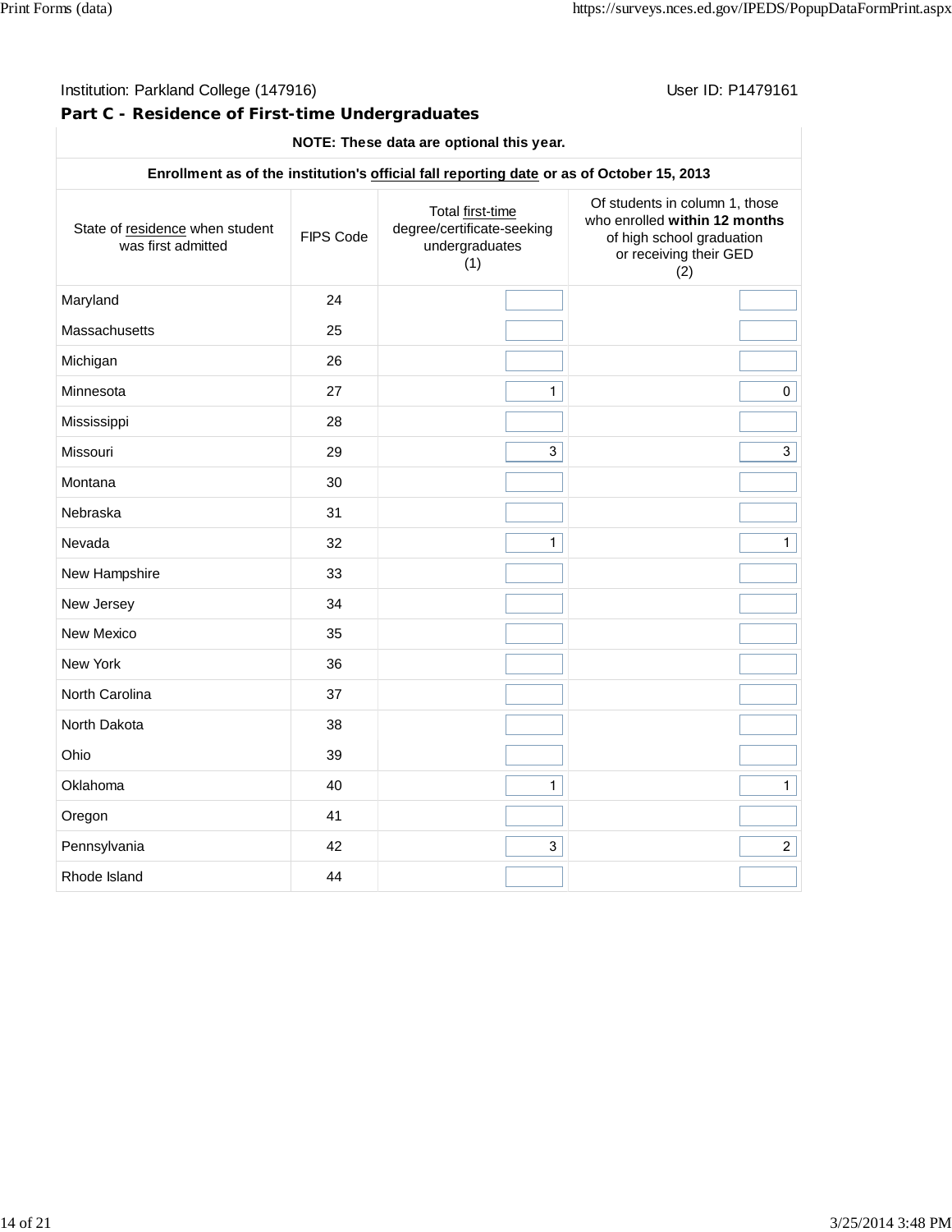Institution: Parkland College (147916) User ID: P1479161

## Part C - Residence of First-time Undergraduates

**NOTE: These data are optional this year.**

**Enrollment as of the institution's official fall reporting date or as of October 15, 2013**

| State of residence when student was first admitted | FIPS Code | Total first-time degree/certificate-seeking undergraduates (1) | Of students in column 1, those who enrolled **within 12 months** of high school graduation or receiving their GED (2) |
|---|---|---|---|
| Maryland | 24 | | |
| Massachusetts | 25 | | |
| Michigan | 26 | | |
| Minnesota | 27 | 1 | 0 |
| Mississippi | 28 | | |
| Missouri | 29 | 3 | 3 |
| Montana | 30 | | |
| Nebraska | 31 | | |
| Nevada | 32 | 1 | 1 |
| New Hampshire | 33 | | |
| New Jersey | 34 | | |
| New Mexico | 35 | | |
| New York | 36 | | |
| North Carolina | 37 | | |
| North Dakota | 38 | | |
| Ohio | 39 | | |
| Oklahoma | 40 | 1 | 1 |
| Oregon | 41 | | |
| Pennsylvania | 42 | 3 | 2 |
| Rhode Island | 44 | | |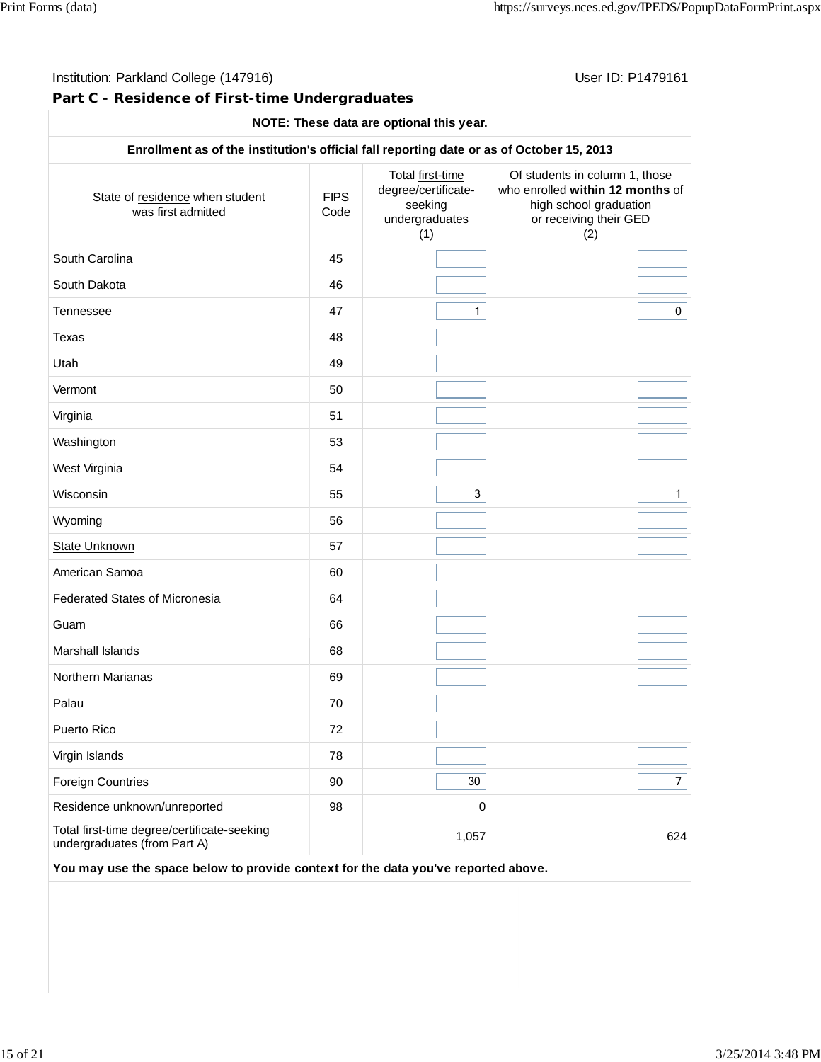Institution: Parkland College (147916) User ID: P1479161

## Part C - Residence of First-time Undergraduates

| NOTE: These data are optional this year. | | | |
|---|---|---|---|
| **Enrollment as of the institution's official fall reporting date or as of October 15, 2013** | | | |
| State of residence when student was first admitted | FIPS Code | Total first-time degree/certificate-seeking undergraduates (1) | Of students in column 1, those who enrolled **within 12 months** of high school graduation or receiving their GED (2) |
| South Carolina | 45 | | |
| South Dakota | 46 | | |
| Tennessee | 47 | 1 | 0 |
| Texas | 48 | | |
| Utah | 49 | | |
| Vermont | 50 | | |
| Virginia | 51 | | |
| Washington | 53 | | |
| West Virginia | 54 | | |
| Wisconsin | 55 | 3 | 1 |
| Wyoming | 56 | | |
| State Unknown | 57 | | |
| American Samoa | 60 | | |
| Federated States of Micronesia | 64 | | |
| Guam | 66 | | |
| Marshall Islands | 68 | | |
| Northern Marianas | 69 | | |
| Palau | 70 | | |
| Puerto Rico | 72 | | |
| Virgin Islands | 78 | | |
| Foreign Countries | 90 | 30 | 7 |
| Residence unknown/unreported | 98 | 0 | |
| Total first-time degree/certificate-seeking undergraduates (from Part A) | | 1,057 | 624 |

**You may use the space below to provide context for the data you've reported above.**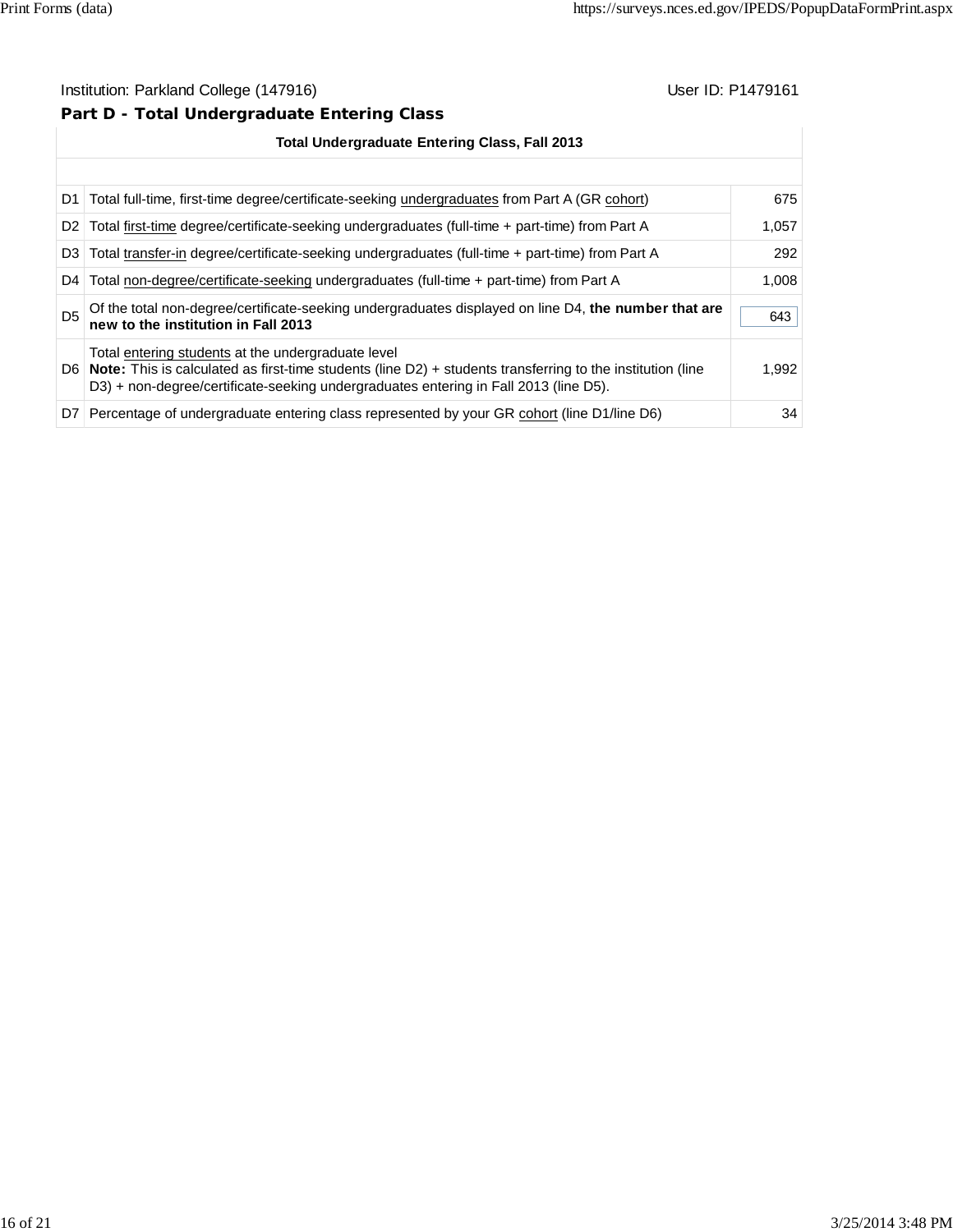Institution: Parkland College (147916) User ID: P1479161

## Part D - Total Undergraduate Entering Class

| Total Undergraduate Entering Class, Fall 2013 | | |
|---|---|---|
| D1 | Total full-time, first-time degree/certificate-seeking undergraduates from Part A (GR cohort) | 675 |
| D2 | Total first-time degree/certificate-seeking undergraduates (full-time + part-time) from Part A | 1,057 |
| D3 | Total transfer-in degree/certificate-seeking undergraduates (full-time + part-time) from Part A | 292 |
| D4 | Total non-degree/certificate-seeking undergraduates (full-time + part-time) from Part A | 1,008 |
| D5 | Of the total non-degree/certificate-seeking undergraduates displayed on line D4, **the number that are new to the institution in Fall 2013** | 643 |
| D6 | Total entering students at the undergraduate level<br>**Note:** This is calculated as first-time students (line D2) + students transferring to the institution (line D3) + non-degree/certificate-seeking undergraduates entering in Fall 2013 (line D5). | 1,992 |
| D7 | Percentage of undergraduate entering class represented by your GR cohort (line D1/line D6) | 34 |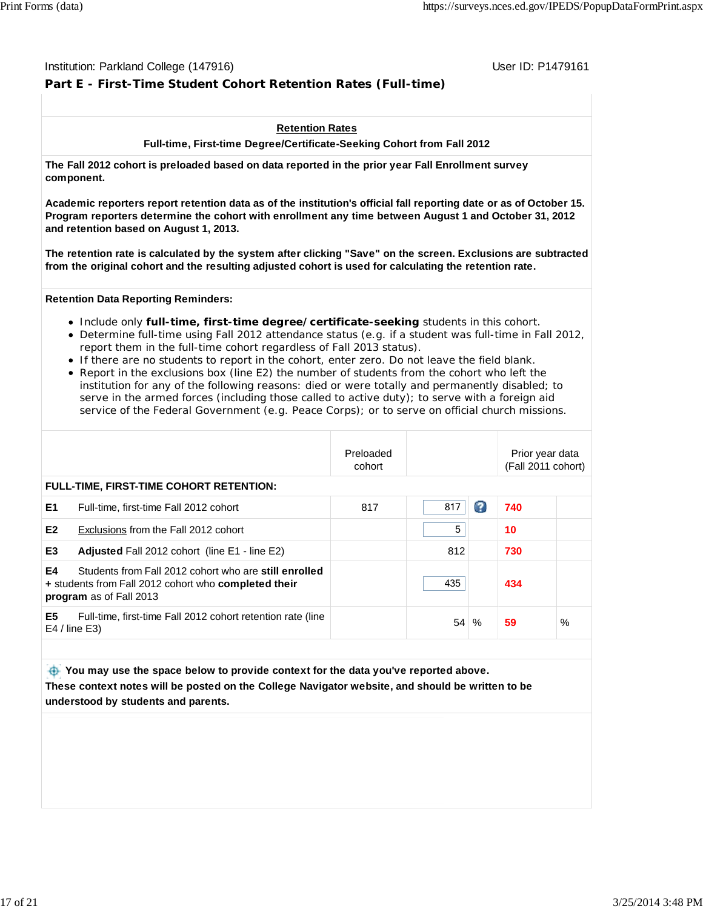Institution: Parkland College (147916) User ID: P1479161

## Part E - First-Time Student Cohort Retention Rates (Full-time)

**Retention Rates**

**Full-time, First-time Degree/Certificate-Seeking Cohort from Fall 2012**

**The Fall 2012 cohort is preloaded based on data reported in the prior year Fall Enrollment survey component.**

**Academic reporters report retention data as of the institution's official fall reporting date or as of October 15. Program reporters determine the cohort with enrollment any time between August 1 and October 31, 2012 and retention based on August 1, 2013.**

**The retention rate is calculated by the system after clicking "Save" on the screen. Exclusions are subtracted from the original cohort and the resulting adjusted cohort is used for calculating the retention rate.**

**Retention Data Reporting Reminders:**

- Include only **full-time, first-time degree/certificate-seeking** students in this cohort.
- Determine full-time using Fall 2012 attendance status (e.g. if a student was full-time in Fall 2012, report them in the full-time cohort regardless of Fall 2013 status).
- If there are no students to report in the cohort, enter zero. Do not leave the field blank.
- Report in the exclusions box (line E2) the number of students from the cohort who left the institution for any of the following reasons: died or were totally and permanently disabled; to serve in the armed forces (including those called to active duty); to serve with a foreign aid service of the Federal Government (e.g. Peace Corps); or to serve on official church missions.

| | | Preloaded cohort | | | Prior year data (Fall 2011 cohort) | |
|---|---|---|---|---|---|---|
| **FULL-TIME, FIRST-TIME COHORT RETENTION:** | | | | | | |
| **E1** | Full-time, first-time Fall 2012 cohort | 817 | 817 | | 740 | |
| **E2** | Exclusions from the Fall 2012 cohort | | 5 | | 10 | |
| **E3** | **Adjusted** Fall 2012 cohort (line E1 - line E2) | | 812 | | 730 | |
| **E4** | Students from Fall 2012 cohort who are **still enrolled** + students from Fall 2012 cohort who **completed their program** as of Fall 2013 | | 435 | | 434 | |
| **E5** | Full-time, first-time Fall 2012 cohort retention rate (line E4 / line E3) | | 54 | % | 59 | % |

**You may use the space below to provide context for the data you've reported above. These context notes will be posted on the College Navigator website, and should be written to be understood by students and parents.**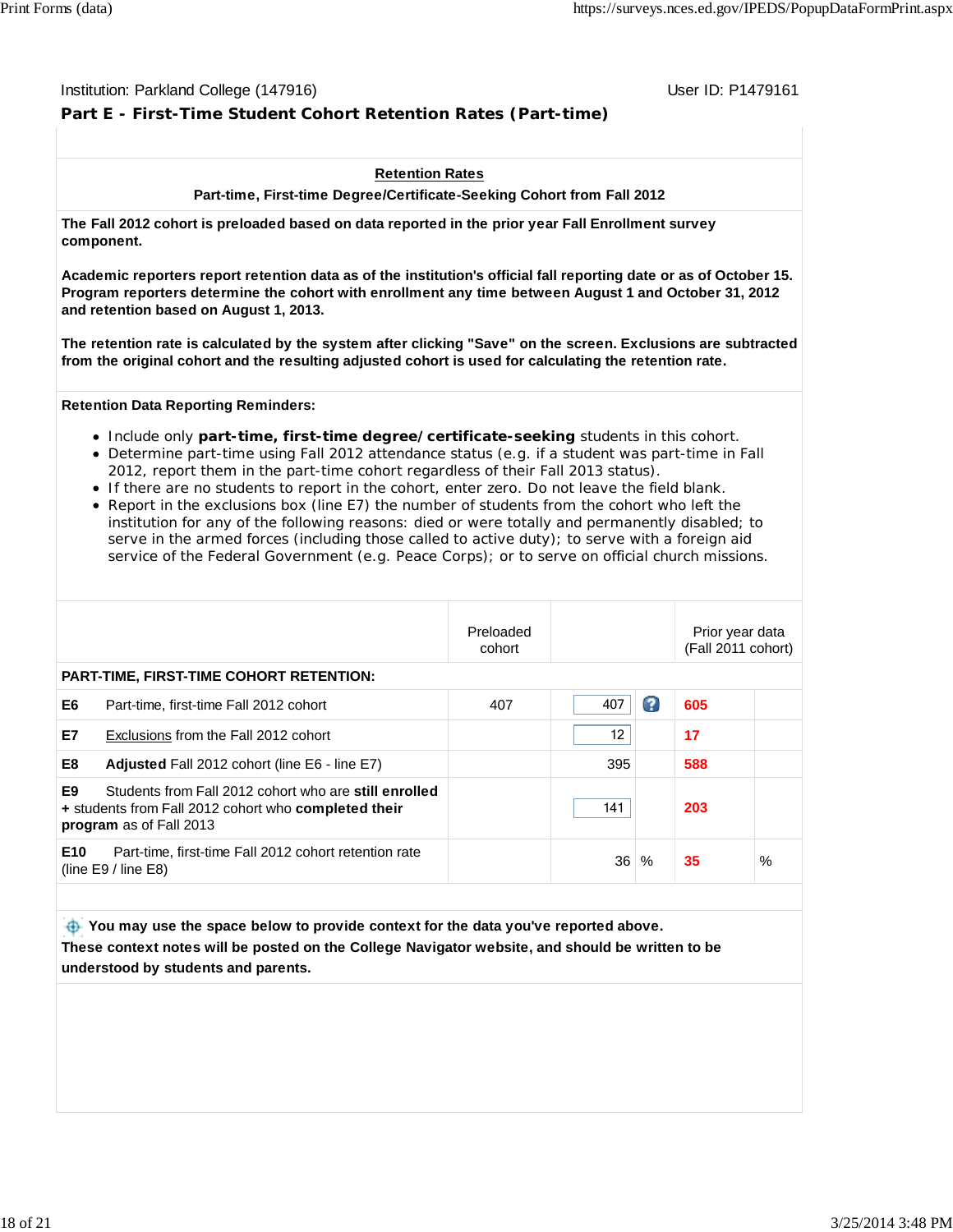Institution: Parkland College (147916)

User ID: P1479161

## Part E - First-Time Student Cohort Retention Rates (Part-time)

**Retention Rates**

**Part-time, First-time Degree/Certificate-Seeking Cohort from Fall 2012**

**The Fall 2012 cohort is preloaded based on data reported in the prior year Fall Enrollment survey component.**

**Academic reporters report retention data as of the institution's official fall reporting date or as of October 15. Program reporters determine the cohort with enrollment any time between August 1 and October 31, 2012 and retention based on August 1, 2013.**

**The retention rate is calculated by the system after clicking "Save" on the screen. Exclusions are subtracted from the original cohort and the resulting adjusted cohort is used for calculating the retention rate.**

**Retention Data Reporting Reminders:**

- Include only **part-time, first-time degree/certificate-seeking** students in this cohort.
- Determine part-time using Fall 2012 attendance status (e.g. if a student was part-time in Fall 2012, report them in the part-time cohort regardless of their Fall 2013 status).
- If there are no students to report in the cohort, enter zero. Do not leave the field blank.
- Report in the exclusions box (line E7) the number of students from the cohort who left the institution for any of the following reasons: died or were totally and permanently disabled; to serve in the armed forces (including those called to active duty); to serve with a foreign aid service of the Federal Government (e.g. Peace Corps); or to serve on official church missions.

| | Preloaded cohort | | Prior year data (Fall 2011 cohort) | |
|---|---|---|---|---|
| **PART-TIME, FIRST-TIME COHORT RETENTION:** | | | | |
| **E6** Part-time, first-time Fall 2012 cohort | 407 | 407 | 605 | |
| **E7** Exclusions from the Fall 2012 cohort | | 12 | 17 | |
| **E8** **Adjusted** Fall 2012 cohort (line E6 - line E7) | | 395 | 588 | |
| **E9** Students from Fall 2012 cohort who are **still enrolled** + students from Fall 2012 cohort who **completed their program** as of Fall 2013 | | 141 | 203 | |
| **E10** Part-time, first-time Fall 2012 cohort retention rate (line E9 / line E8) | | 36 % | 35 | % |

**You may use the space below to provide context for the data you've reported above. These context notes will be posted on the College Navigator website, and should be written to be understood by students and parents.**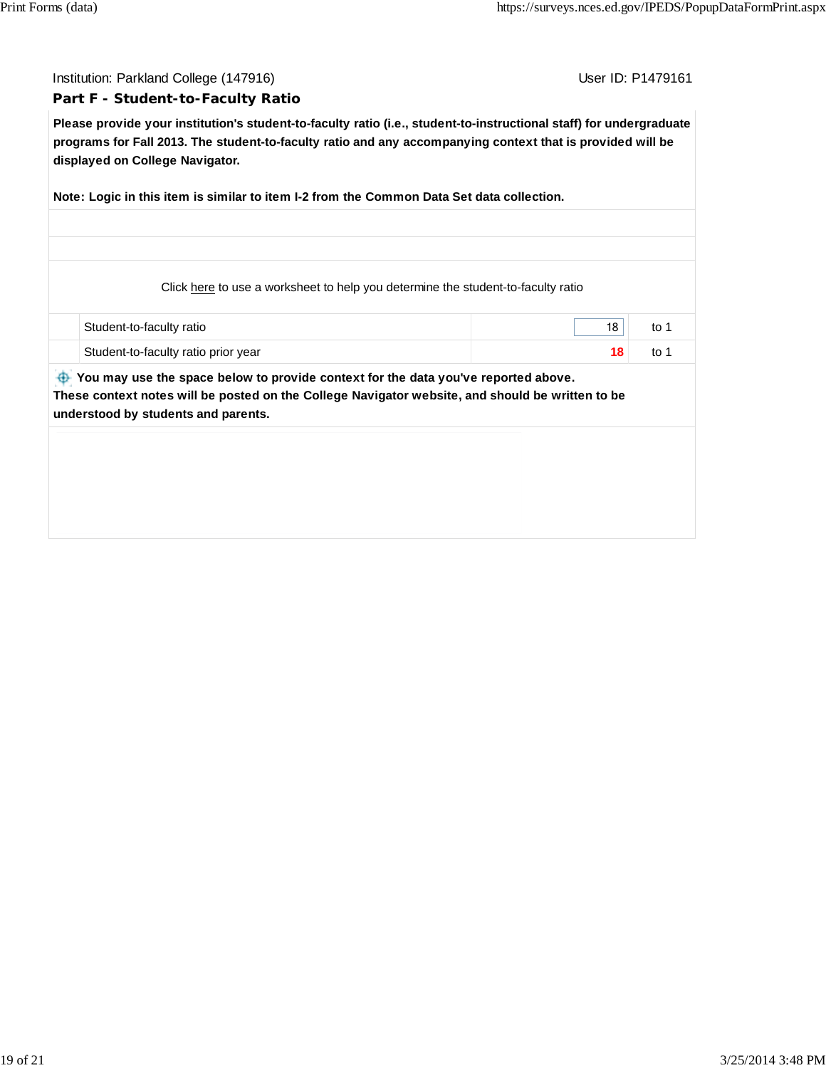Institution: Parkland College (147916) User ID: P1479161

## Part F - Student-to-Faculty Ratio

**Please provide your institution's student-to-faculty ratio (i.e., student-to-instructional staff) for undergraduate programs for Fall 2013. The student-to-faculty ratio and any accompanying context that is provided will be displayed on College Navigator.**

**Note: Logic in this item is similar to item I-2 from the Common Data Set data collection.**

Click here to use a worksheet to help you determine the student-to-faculty ratio

| | | | |
|---|---|---|---|
| | Student-to-faculty ratio | 18 | to 1 |
| | Student-to-faculty ratio prior year | **18** | to 1 |

**You may use the space below to provide context for the data you've reported above.**
**These context notes will be posted on the College Navigator website, and should be written to be understood by students and parents.**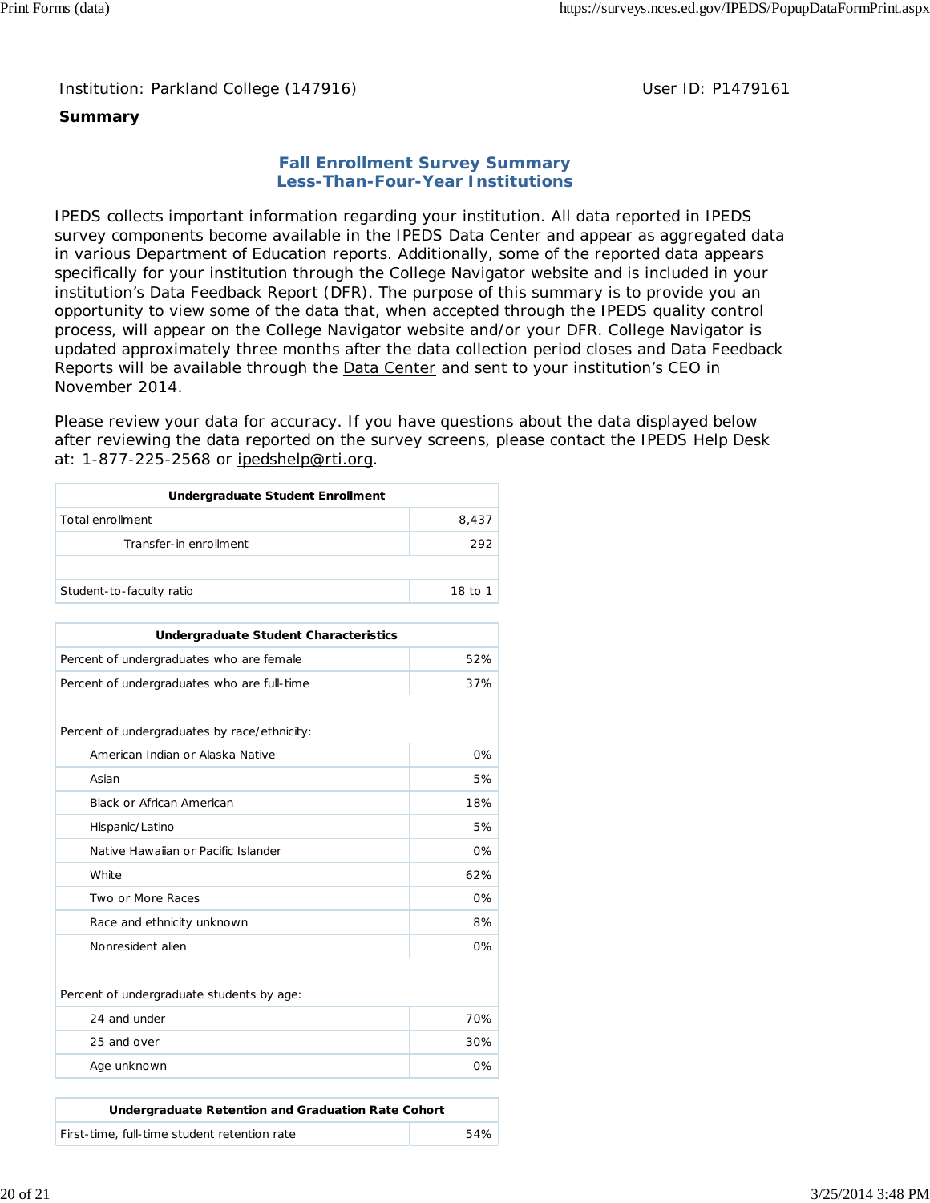Institution: Parkland College (147916) User ID: P1479161

**Summary**

## Fall Enrollment Survey Summary
## Less-Than-Four-Year Institutions

IPEDS collects important information regarding your institution. All data reported in IPEDS survey components become available in the IPEDS Data Center and appear as aggregated data in various Department of Education reports. Additionally, some of the reported data appears specifically for your institution through the College Navigator website and is included in your institution's Data Feedback Report (DFR). The purpose of this summary is to provide you an opportunity to view some of the data that, when accepted through the IPEDS quality control process, will appear on the College Navigator website and/or your DFR. College Navigator is updated approximately three months after the data collection period closes and Data Feedback Reports will be available through the Data Center and sent to your institution's CEO in November 2014.

Please review your data for accuracy. If you have questions about the data displayed below after reviewing the data reported on the survey screens, please contact the IPEDS Help Desk at: 1-877-225-2568 or ipedshelp@rti.org.

| Undergraduate Student Enrollment | |
|---|---|
| Total enrollment | 8,437 |
| Transfer-in enrollment | 292 |
| | |
| Student-to-faculty ratio | 18 to 1 |

| Undergraduate Student Characteristics | |
|---|---|
| Percent of undergraduates who are female | 52% |
| Percent of undergraduates who are full-time | 37% |
| | |
| Percent of undergraduates by race/ethnicity: | |
| American Indian or Alaska Native | 0% |
| Asian | 5% |
| Black or African American | 18% |
| Hispanic/Latino | 5% |
| Native Hawaiian or Pacific Islander | 0% |
| White | 62% |
| Two or More Races | 0% |
| Race and ethnicity unknown | 8% |
| Nonresident alien | 0% |
| | |
| Percent of undergraduate students by age: | |
| 24 and under | 70% |
| 25 and over | 30% |
| Age unknown | 0% |

| Undergraduate Retention and Graduation Rate Cohort | |
|---|---|
| First-time, full-time student retention rate | 54% |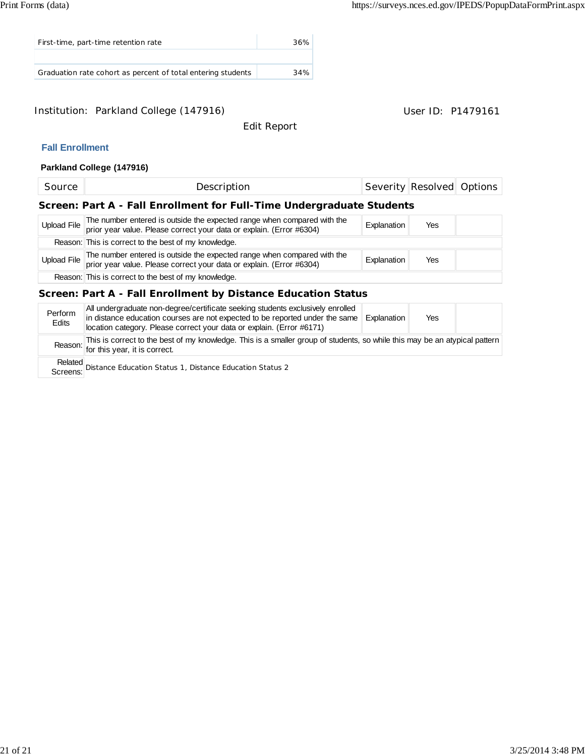| | |
|---|---|
| First-time, part-time retention rate | 36% |
| | |
| Graduation rate cohort as percent of total entering students | 34% |

Institution: Parkland College (147916) User ID: P1479161

Edit Report

### Fall Enrollment

**Parkland College (147916)**

| Source | Description | Severity | Resolved | Options |
|---|---|---|---|---|
| **Screen: Part A - Fall Enrollment for Full-Time Undergraduate Students** | | | | |
| Upload File | The number entered is outside the expected range when compared with the prior year value. Please correct your data or explain. (Error #6304) | Explanation | Yes | |
| Reason: | This is correct to the best of my knowledge. | | | |
| Upload File | The number entered is outside the expected range when compared with the prior year value. Please correct your data or explain. (Error #6304) | Explanation | Yes | |
| Reason: | This is correct to the best of my knowledge. | | | |
| **Screen: Part A - Fall Enrollment by Distance Education Status** | | | | |
| Perform Edits | All undergraduate non-degree/certificate seeking students exclusively enrolled in distance education courses are not expected to be reported under the same location category. Please correct your data or explain. (Error #6171) | Explanation | Yes | |
| Reason: | This is correct to the best of my knowledge. This is a smaller group of students, so while this may be an atypical pattern for this year, it is correct. | | | |
| Related Screens: | Distance Education Status 1, Distance Education Status 2 | | | |